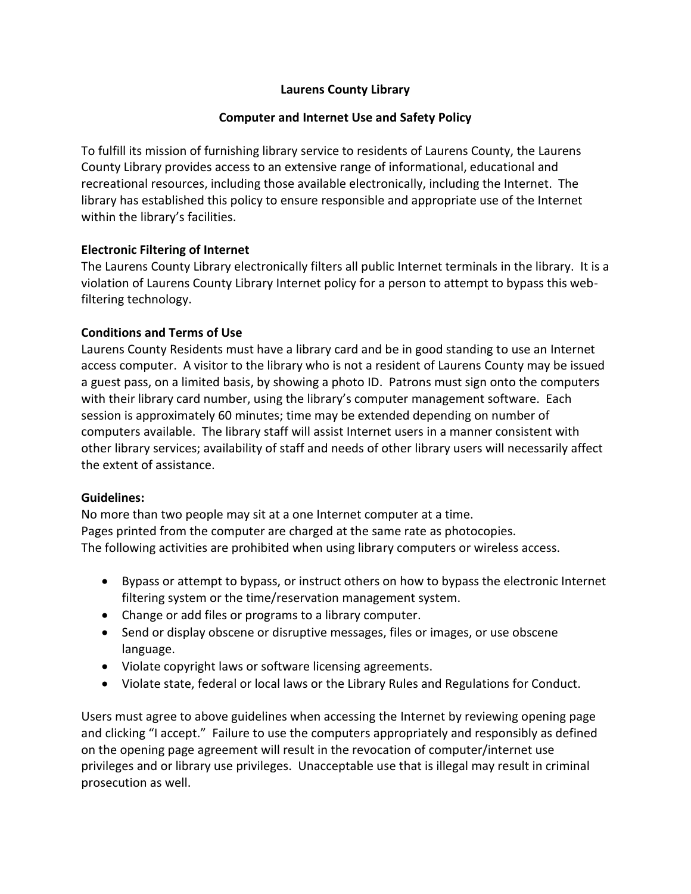# Laurens County Library

## Computer and Internet Use and Safety Policy

To fulfill its mission of furnishing library service to residents of Laurens County, the Laurens County Library provides access to an extensive range of informational, educational and recreational resources, including those available electronically, including the Internet. The library has established this policy to ensure responsible and appropriate use of the Internet within the library's facilities.

**Electronic Filtering of Internet**

The Laurens County Library electronically filters all public Internet terminals in the library. It is a violation of Laurens County Library Internet policy for a person to attempt to bypass this web-filtering technology.

**Conditions and Terms of Use**

Laurens County Residents must have a library card and be in good standing to use an Internet access computer. A visitor to the library who is not a resident of Laurens County may be issued a guest pass, on a limited basis, by showing a photo ID. Patrons must sign onto the computers with their library card number, using the library's computer management software. Each session is approximately 60 minutes; time may be extended depending on number of computers available. The library staff will assist Internet users in a manner consistent with other library services; availability of staff and needs of other library users will necessarily affect the extent of assistance.

**Guidelines:**

No more than two people may sit at a one Internet computer at a time.
Pages printed from the computer are charged at the same rate as photocopies.
The following activities are prohibited when using library computers or wireless access.

- Bypass or attempt to bypass, or instruct others on how to bypass the electronic Internet filtering system or the time/reservation management system.
- Change or add files or programs to a library computer.
- Send or display obscene or disruptive messages, files or images, or use obscene language.
- Violate copyright laws or software licensing agreements.
- Violate state, federal or local laws or the Library Rules and Regulations for Conduct.

Users must agree to above guidelines when accessing the Internet by reviewing opening page and clicking "I accept." Failure to use the computers appropriately and responsibly as defined on the opening page agreement will result in the revocation of computer/internet use privileges and or library use privileges. Unacceptable use that is illegal may result in criminal prosecution as well.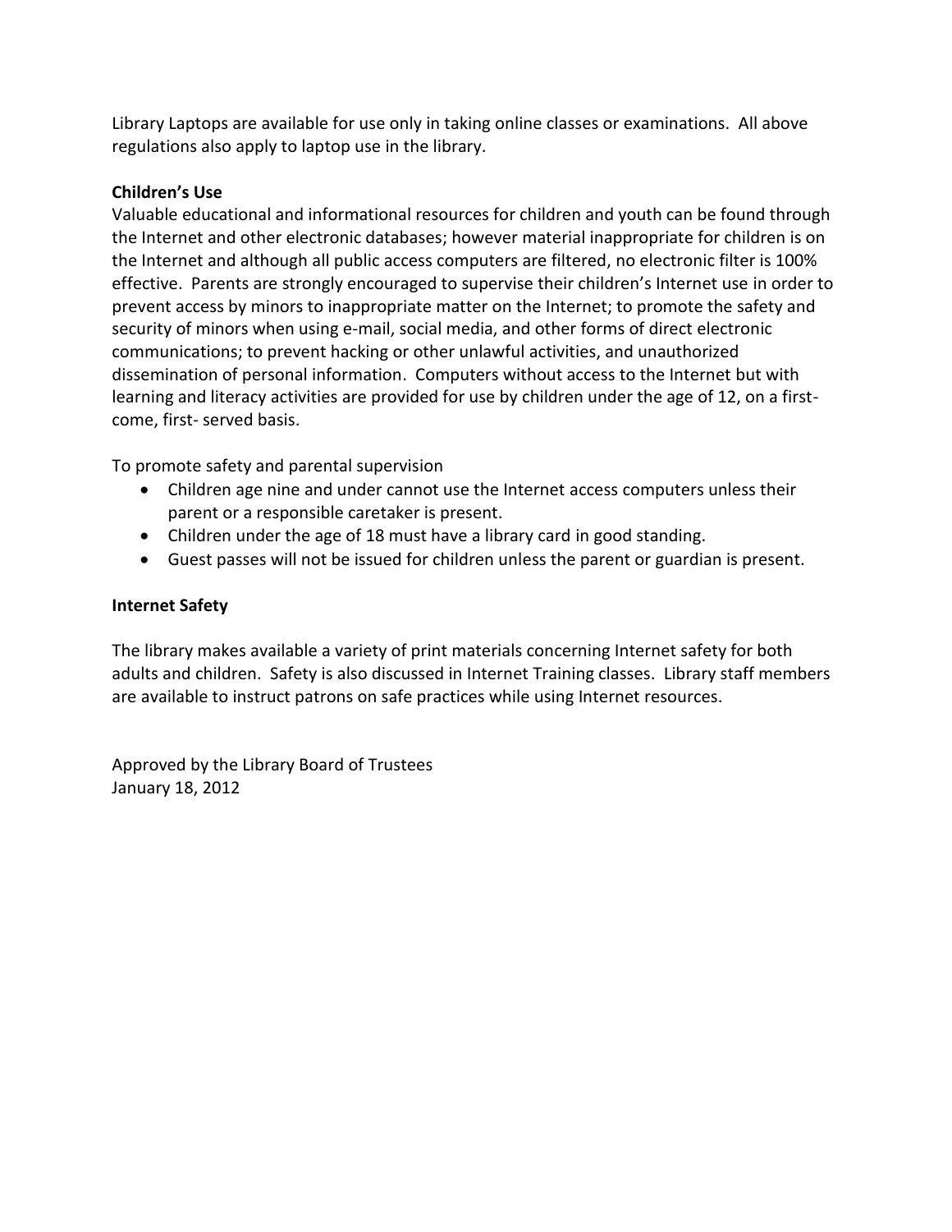Library Laptops are available for use only in taking online classes or examinations. All above regulations also apply to laptop use in the library.

**Children's Use**

Valuable educational and informational resources for children and youth can be found through the Internet and other electronic databases; however material inappropriate for children is on the Internet and although all public access computers are filtered, no electronic filter is 100% effective. Parents are strongly encouraged to supervise their children's Internet use in order to prevent access by minors to inappropriate matter on the Internet; to promote the safety and security of minors when using e-mail, social media, and other forms of direct electronic communications; to prevent hacking or other unlawful activities, and unauthorized dissemination of personal information. Computers without access to the Internet but with learning and literacy activities are provided for use by children under the age of 12, on a first-come, first- served basis.

To promote safety and parental supervision

- Children age nine and under cannot use the Internet access computers unless their parent or a responsible caretaker is present.
- Children under the age of 18 must have a library card in good standing.
- Guest passes will not be issued for children unless the parent or guardian is present.

**Internet Safety**

The library makes available a variety of print materials concerning Internet safety for both adults and children. Safety is also discussed in Internet Training classes. Library staff members are available to instruct patrons on safe practices while using Internet resources.

Approved by the Library Board of Trustees
January 18, 2012